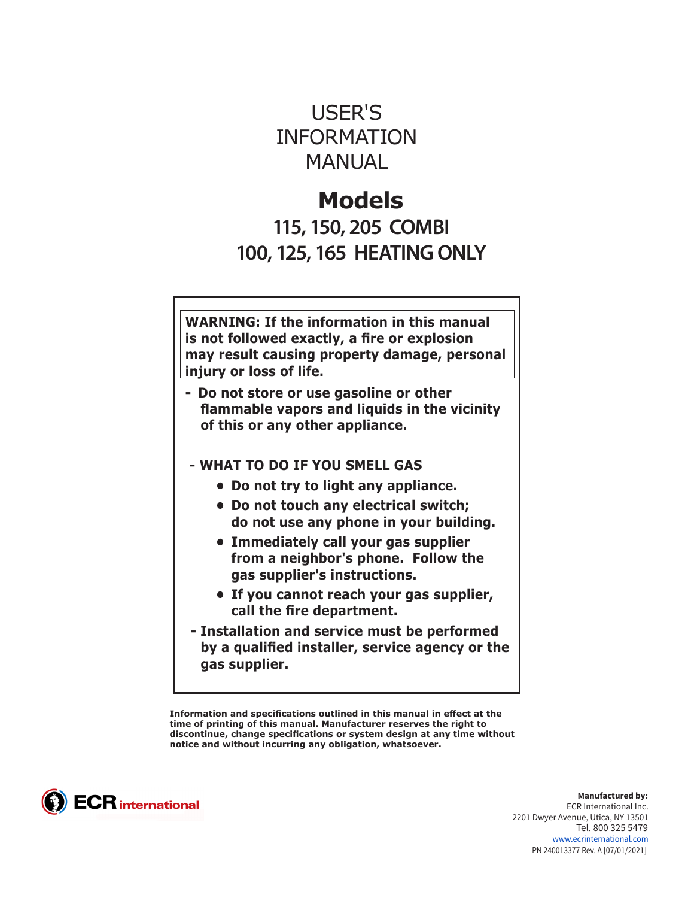# USER'S INFORMATION MANUAL

## Models

### 115, 150, 205 COMBI

### 100, 125, 165 HEATING ONLY

**WARNING: If the information in this manual is not followed exactly, a fire or explosion may result causing property damage, personal injury or loss of life.**

- **Do not store or use gasoline or other flammable vapors and liquids in the vicinity of this or any other appliance.**

- **WHAT TO DO IF YOU SMELL GAS**
  - **Do not try to light any appliance.**
  - **Do not touch any electrical switch; do not use any phone in your building.**
  - **Immediately call your gas supplier from a neighbor's phone. Follow the gas supplier's instructions.**
  - **If you cannot reach your gas supplier, call the fire department.**

- **Installation and service must be performed by a qualified installer, service agency or the gas supplier.**

**Information and specifications outlined in this manual in effect at the time of printing of this manual. Manufacturer reserves the right to discontinue, change specifications or system design at any time without notice and without incurring any obligation, whatsoever.**

ECR international

**Manufactured by:**
ECR International Inc.
2201 Dwyer Avenue, Utica, NY 13501
Tel. 800 325 5479
www.ecrinternational.com
PN 240013377 Rev. A [07/01/2021]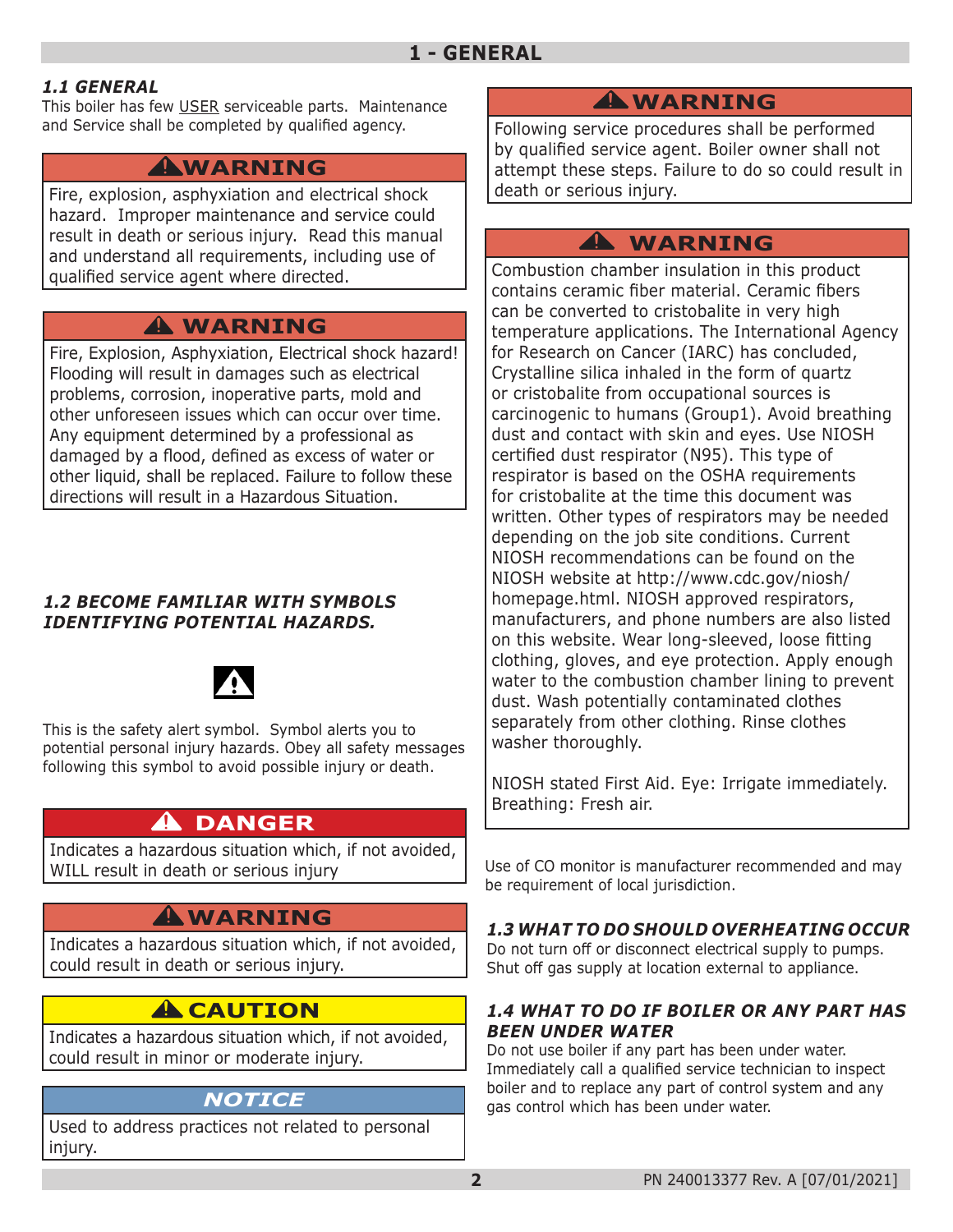# 1 - GENERAL

### *1.1 GENERAL*

This boiler has few USER serviceable parts. Maintenance and Service shall be completed by qualified agency.

**⚠WARNING**

Fire, explosion, asphyxiation and electrical shock hazard. Improper maintenance and service could result in death or serious injury. Read this manual and understand all requirements, including use of qualified service agent where directed.

**⚠ WARNING**

Fire, Explosion, Asphyxiation, Electrical shock hazard! Flooding will result in damages such as electrical problems, corrosion, inoperative parts, mold and other unforeseen issues which can occur over time. Any equipment determined by a professional as damaged by a flood, defined as excess of water or other liquid, shall be replaced. Failure to follow these directions will result in a Hazardous Situation.

### *1.2 BECOME FAMILIAR WITH SYMBOLS IDENTIFYING POTENTIAL HAZARDS.*

⚠

This is the safety alert symbol. Symbol alerts you to potential personal injury hazards. Obey all safety messages following this symbol to avoid possible injury or death.

**⚠ DANGER**

Indicates a hazardous situation which, if not avoided, WILL result in death or serious injury

**⚠WARNING**

Indicates a hazardous situation which, if not avoided, could result in death or serious injury.

**⚠CAUTION**

Indicates a hazardous situation which, if not avoided, could result in minor or moderate injury.

***NOTICE***

Used to address practices not related to personal injury.

**⚠WARNING**

Following service procedures shall be performed by qualified service agent. Boiler owner shall not attempt these steps. Failure to do so could result in death or serious injury.

**⚠ WARNING**

Combustion chamber insulation in this product contains ceramic fiber material. Ceramic fibers can be converted to cristobalite in very high temperature applications. The International Agency for Research on Cancer (IARC) has concluded, Crystalline silica inhaled in the form of quartz or cristobalite from occupational sources is carcinogenic to humans (Group1). Avoid breathing dust and contact with skin and eyes. Use NIOSH certified dust respirator (N95). This type of respirator is based on the OSHA requirements for cristobalite at the time this document was written. Other types of respirators may be needed depending on the job site conditions. Current NIOSH recommendations can be found on the NIOSH website at http://www.cdc.gov/niosh/homepage.html. NIOSH approved respirators, manufacturers, and phone numbers are also listed on this website. Wear long-sleeved, loose fitting clothing, gloves, and eye protection. Apply enough water to the combustion chamber lining to prevent dust. Wash potentially contaminated clothes separately from other clothing. Rinse clothes washer thoroughly.

NIOSH stated First Aid. Eye: Irrigate immediately. Breathing: Fresh air.

Use of CO monitor is manufacturer recommended and may be requirement of local jurisdiction.

### *1.3 WHAT TO DO SHOULD OVERHEATING OCCUR*

Do not turn off or disconnect electrical supply to pumps. Shut off gas supply at location external to appliance.

### *1.4 WHAT TO DO IF BOILER OR ANY PART HAS BEEN UNDER WATER*

Do not use boiler if any part has been under water. Immediately call a qualified service technician to inspect boiler and to replace any part of control system and any gas control which has been under water.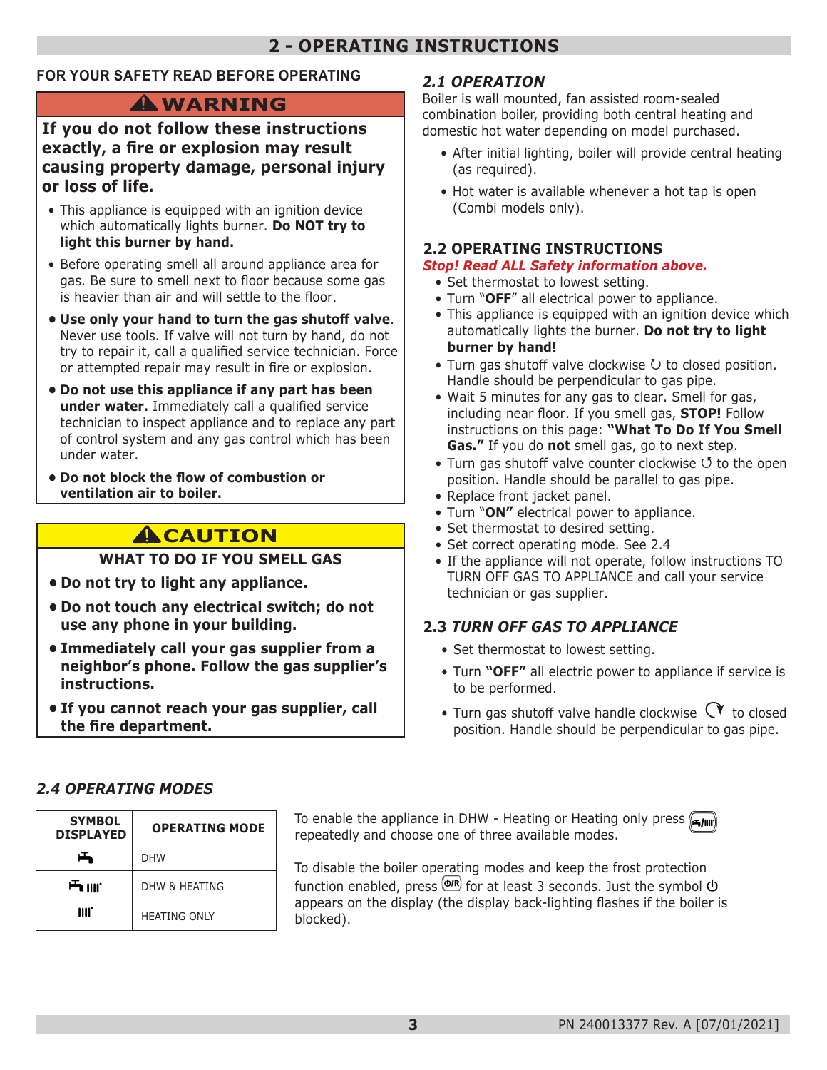# 2 - OPERATING INSTRUCTIONS

## FOR YOUR SAFETY READ BEFORE OPERATING

**⚠WARNING**

**If you do not follow these instructions exactly, a fire or explosion may result causing property damage, personal injury or loss of life.**

- This appliance is equipped with an ignition device which automatically lights burner. **Do NOT try to light this burner by hand.**
- Before operating smell all around appliance area for gas. Be sure to smell next to floor because some gas is heavier than air and will settle to the floor.
- **Use only your hand to turn the gas shutoff valve**. Never use tools. If valve will not turn by hand, do not try to repair it, call a qualified service technician. Force or attempted repair may result in fire or explosion.
- **Do not use this appliance if any part has been under water.** Immediately call a qualified service technician to inspect appliance and to replace any part of control system and any gas control which has been under water.
- **Do not block the flow of combustion or ventilation air to boiler.**

**⚠CAUTION**

**WHAT TO DO IF YOU SMELL GAS**

- **Do not try to light any appliance.**
- **Do not touch any electrical switch; do not use any phone in your building.**
- **Immediately call your gas supplier from a neighbor's phone. Follow the gas supplier's instructions.**
- **If you cannot reach your gas supplier, call the fire department.**

### *2.1 OPERATION*

Boiler is wall mounted, fan assisted room-sealed combination boiler, providing both central heating and domestic hot water depending on model purchased.

- After initial lighting, boiler will provide central heating (as required).
- Hot water is available whenever a hot tap is open (Combi models only).

### 2.2 OPERATING INSTRUCTIONS

***Stop! Read ALL Safety information above.***

- Set thermostat to lowest setting.
- Turn "**OFF**" all electrical power to appliance.
- This appliance is equipped with an ignition device which automatically lights the burner. **Do not try to light burner by hand!**
- Turn gas shutoff valve clockwise ↻ to closed position. Handle should be perpendicular to gas pipe.
- Wait 5 minutes for any gas to clear. Smell for gas, including near floor. If you smell gas, **STOP!** Follow instructions on this page: **"What To Do If You Smell Gas."** If you do **not** smell gas, go to next step.
- Turn gas shutoff valve counter clockwise ↺ to the open position. Handle should be parallel to gas pipe.
- Replace front jacket panel.
- Turn "**ON"** electrical power to appliance.
- Set thermostat to desired setting.
- Set correct operating mode. See 2.4
- If the appliance will not operate, follow instructions TO TURN OFF GAS TO APPLIANCE and call your service technician or gas supplier.

### 2.3 *TURN OFF GAS TO APPLIANCE*

- Set thermostat to lowest setting.
- Turn **"OFF"** all electric power to appliance if service is to be performed.
- Turn gas shutoff valve handle clockwise ↻ to closed position. Handle should be perpendicular to gas pipe.

### *2.4 OPERATING MODES*

| SYMBOL DISPLAYED | OPERATING MODE |
|---|---|
| 🚰 | DHW |
| 🚰 IIII | DHW & HEATING |
| IIII | HEATING ONLY |

To enable the appliance in DHW - Heating or Heating only press [🚰/IIII] repeatedly and choose one of three available modes.

To disable the boiler operating modes and keep the frost protection function enabled, press [⏻/R] for at least 3 seconds. Just the symbol ⏻ appears on the display (the display back-lighting flashes if the boiler is blocked).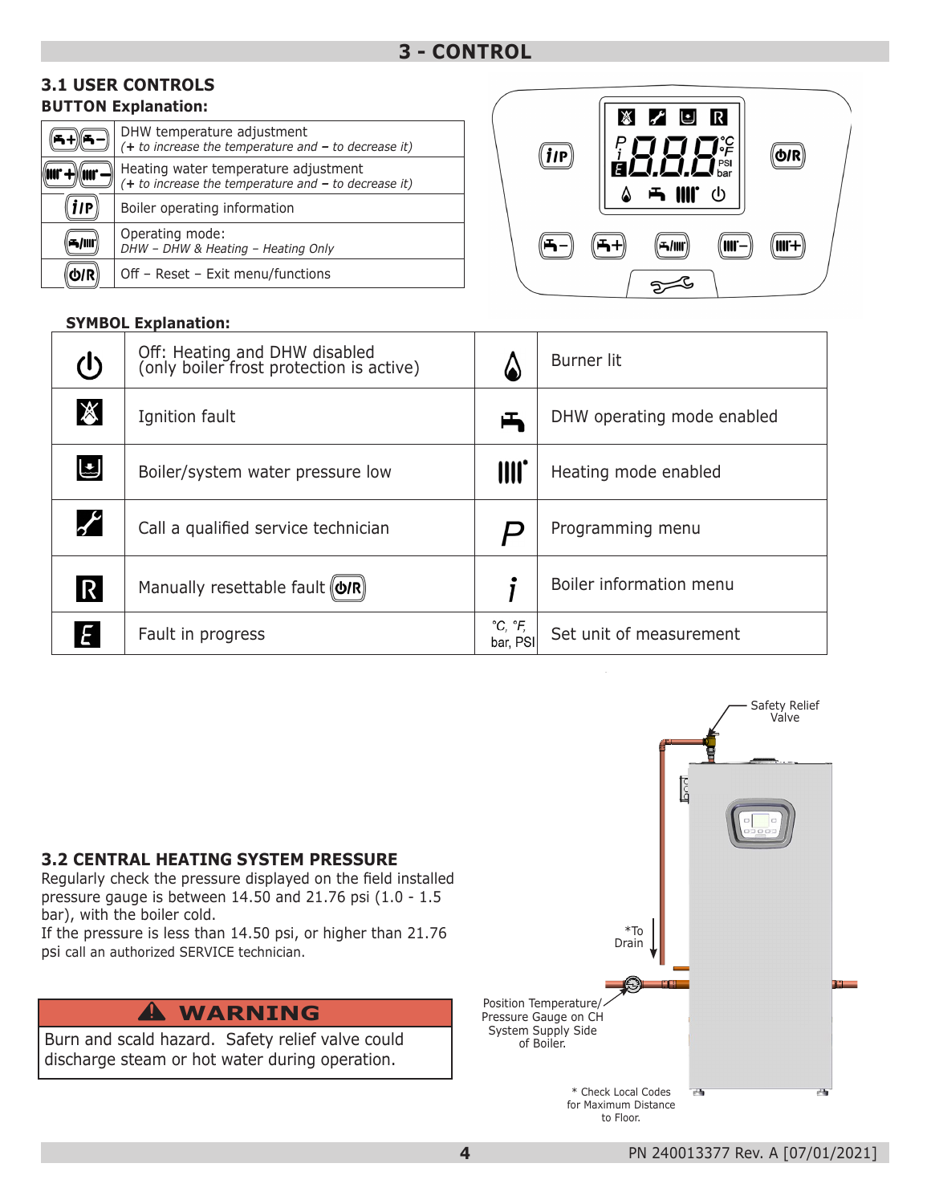# 3 - CONTROL

## 3.1 USER CONTROLS

**BUTTON Explanation:**

| Button | Explanation |
|---|---|
| (DHW+)(DHW−) | DHW temperature adjustment<br>*(**+** to increase the temperature and **−** to decrease it)* |
| (Heating+)(Heating−) | Heating water temperature adjustment<br>*(**+** to increase the temperature and **−** to decrease it)* |
| i/P | Boiler operating information |
| DHW/Heating | Operating mode:<br>*DHW – DHW & Heating – Heating Only* |
| ⏻/R | Off – Reset – Exit menu/functions |

**SYMBOL Explanation:**

| Symbol | Explanation | Symbol | Explanation |
|---|---|---|---|
| ⏻ | Off: Heating and DHW disabled (only boiler frost protection is active) | (flame) | Burner lit |
| (ignition fault icon) | Ignition fault | (tap icon) | DHW operating mode enabled |
| (pressure icon) | Boiler/system water pressure low | (radiator icon) | Heating mode enabled |
| (wrench icon) | Call a qualified service technician | P | Programming menu |
| R | Manually resettable fault ⏻/R | i | Boiler information menu |
| E | Fault in progress | °C, °F, bar, PSI | Set unit of measurement |

## 3.2 CENTRAL HEATING SYSTEM PRESSURE

Regularly check the pressure displayed on the field installed pressure gauge is between 14.50 and 21.76 psi (1.0 - 1.5 bar), with the boiler cold.

If the pressure is less than 14.50 psi, or higher than 21.76 psi call an authorized SERVICE technician.

**⚠ WARNING**

Burn and scald hazard. Safety relief valve could discharge steam or hot water during operation.

Safety Relief Valve

*To Drain

Position Temperature/Pressure Gauge on CH System Supply Side of Boiler.

* Check Local Codes for Maximum Distance to Floor.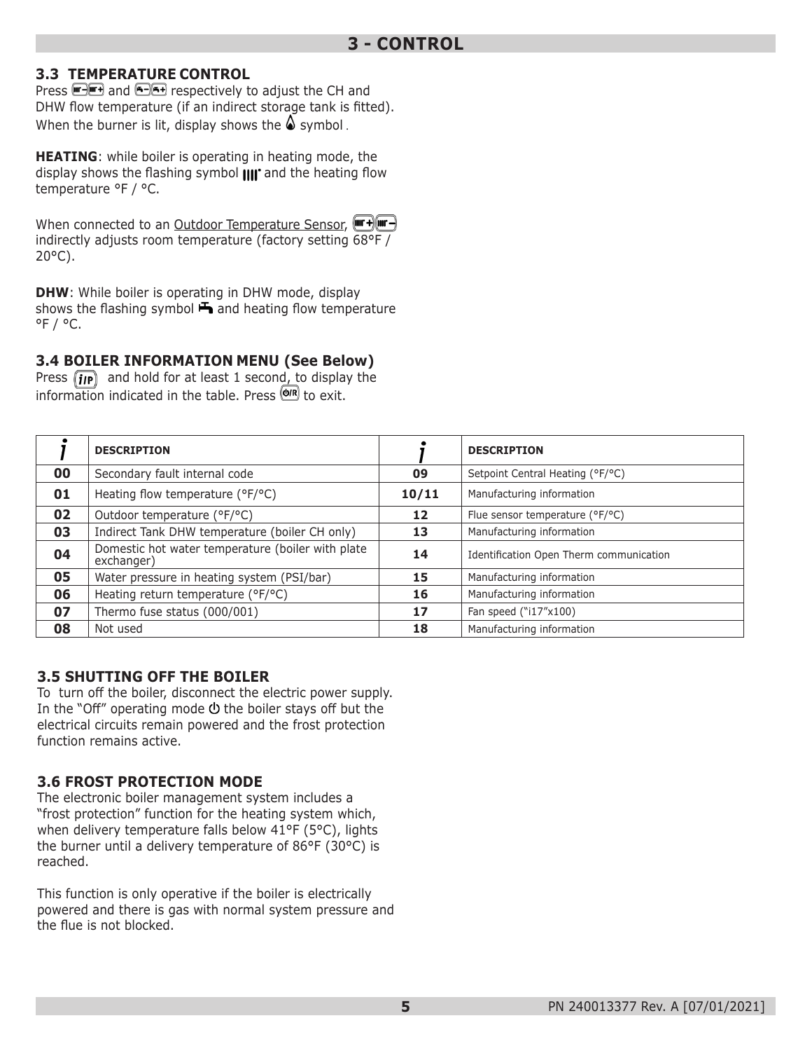## 3 - CONTROL

### 3.3 TEMPERATURE CONTROL

Press [CH-][CH+] and [DHW-][DHW+] respectively to adjust the CH and DHW flow temperature (if an indirect storage tank is fitted). When the burner is lit, display shows the flame symbol.

**HEATING**: while boiler is operating in heating mode, the display shows the flashing symbol and the heating flow temperature °F / °C.

When connected to an Outdoor Temperature Sensor, [CH+][CH-] indirectly adjusts room temperature (factory setting 68°F / 20°C).

**DHW**: While boiler is operating in DHW mode, display shows the flashing symbol and heating flow temperature °F / °C.

### 3.4 BOILER INFORMATION MENU (See Below)

Press [i/P] and hold for at least 1 second, to display the information indicated in the table. Press [Ф/R] to exit.

| *i* | DESCRIPTION | *i* | DESCRIPTION |
|---|---|---|---|
| **00** | Secondary fault internal code | **09** | Setpoint Central Heating (°F/°C) |
| **01** | Heating flow temperature (°F/°C) | **10/11** | Manufacturing information |
| **02** | Outdoor temperature (°F/°C) | **12** | Flue sensor temperature (°F/°C) |
| **03** | Indirect Tank DHW temperature (boiler CH only) | **13** | Manufacturing information |
| **04** | Domestic hot water temperature (boiler with plate exchanger) | **14** | Identification Open Therm communication |
| **05** | Water pressure in heating system (PSI/bar) | **15** | Manufacturing information |
| **06** | Heating return temperature (°F/°C) | **16** | Manufacturing information |
| **07** | Thermo fuse status (000/001) | **17** | Fan speed ("i17"x100) |
| **08** | Not used | **18** | Manufacturing information |

### 3.5 SHUTTING OFF THE BOILER

To turn off the boiler, disconnect the electric power supply. In the "Off" operating mode ⏻ the boiler stays off but the electrical circuits remain powered and the frost protection function remains active.

### 3.6 FROST PROTECTION MODE

The electronic boiler management system includes a "frost protection" function for the heating system which, when delivery temperature falls below 41°F (5°C), lights the burner until a delivery temperature of 86°F (30°C) is reached.

This function is only operative if the boiler is electrically powered and there is gas with normal system pressure and the flue is not blocked.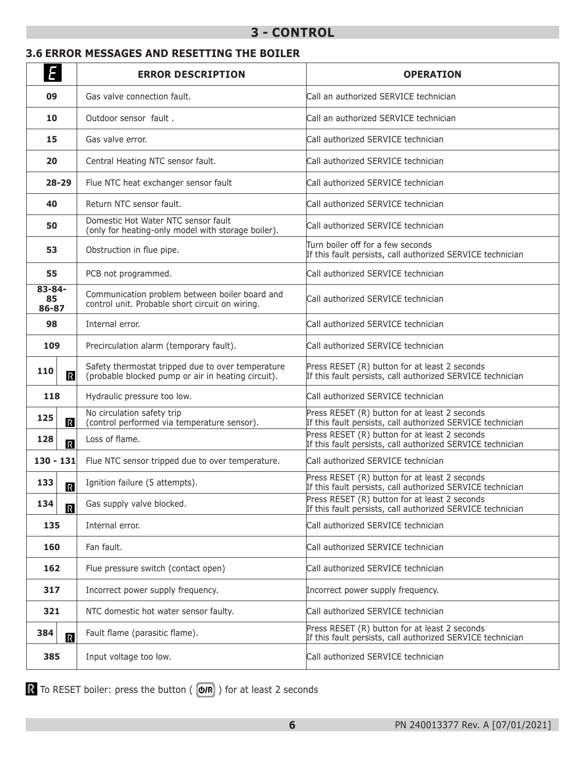# 3 - CONTROL

## 3.6 ERROR MESSAGES AND RESETTING THE BOILER

| E | ERROR DESCRIPTION | OPERATION |
|---|---|---|
| 09 | Gas valve connection fault. | Call an authorized SERVICE technician |
| 10 | Outdoor sensor fault . | Call an authorized SERVICE technician |
| 15 | Gas valve error. | Call authorized SERVICE technician |
| 20 | Central Heating NTC sensor fault. | Call authorized SERVICE technician |
| 28-29 | Flue NTC heat exchanger sensor fault | Call authorized SERVICE technician |
| 40 | Return NTC sensor fault. | Call authorized SERVICE technician |
| 50 | Domestic Hot Water NTC sensor fault (only for heating-only model with storage boiler). | Call authorized SERVICE technician |
| 53 | Obstruction in flue pipe. | Turn boiler off for a few seconds If this fault persists, call authorized SERVICE technician |
| 55 | PCB not programmed. | Call authorized SERVICE technician |
| 83-84-85 86-87 | Communication problem between boiler board and control unit. Probable short circuit on wiring. | Call authorized SERVICE technician |
| 98 | Internal error. | Call authorized SERVICE technician |
| 109 | Precirculation alarm (temporary fault). | Call authorized SERVICE technician |
| 110 R | Safety thermostat tripped due to over temperature (probable blocked pump or air in heating circuit). | Press RESET (R) button for at least 2 seconds If this fault persists, call authorized SERVICE technician |
| 118 | Hydraulic pressure too low. | Call authorized SERVICE technician |
| 125 R | No circulation safety trip (control performed via temperature sensor). | Press RESET (R) button for at least 2 seconds If this fault persists, call authorized SERVICE technician |
| 128 R | Loss of flame. | Press RESET (R) button for at least 2 seconds If this fault persists, call authorized SERVICE technician |
| 130 - 131 | Flue NTC sensor tripped due to over temperature. | Call authorized SERVICE technician |
| 133 R | Ignition failure (5 attempts). | Press RESET (R) button for at least 2 seconds If this fault persists, call authorized SERVICE technician |
| 134 R | Gas supply valve blocked. | Press RESET (R) button for at least 2 seconds If this fault persists, call authorized SERVICE technician |
| 135 | Internal error. | Call authorized SERVICE technician |
| 160 | Fan fault. | Call authorized SERVICE technician |
| 162 | Flue pressure switch (contact open) | Call authorized SERVICE technician |
| 317 | Incorrect power supply frequency. | Incorrect power supply frequency. |
| 321 | NTC domestic hot water sensor faulty. | Call authorized SERVICE technician |
| 384 R | Fault flame (parasitic flame). | Press RESET (R) button for at least 2 seconds If this fault persists, call authorized SERVICE technician |
| 385 | Input voltage too low. | Call authorized SERVICE technician |

R To RESET boiler: press the button ( ⏻/R ) for at least 2 seconds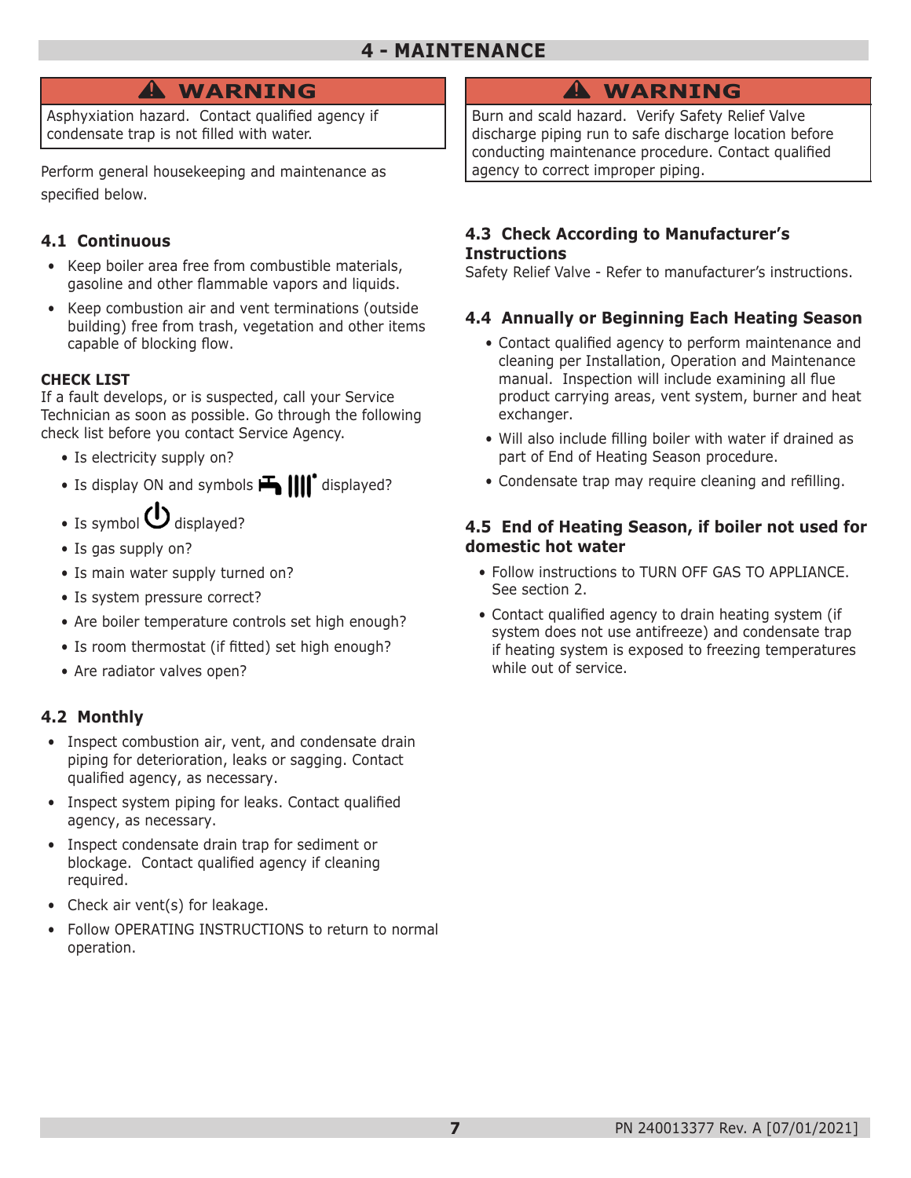# 4 - MAINTENANCE

> **⚠ WARNING**
>
> Asphyxiation hazard. Contact qualified agency if condensate trap is not filled with water.

Perform general housekeeping and maintenance as specified below.

## 4.1 Continuous

- Keep boiler area free from combustible materials, gasoline and other flammable vapors and liquids.
- Keep combustion air and vent terminations (outside building) free from trash, vegetation and other items capable of blocking flow.

**CHECK LIST**

If a fault develops, or is suspected, call your Service Technician as soon as possible. Go through the following check list before you contact Service Agency.

- Is electricity supply on?
- Is display ON and symbols displayed?
- Is symbol displayed?
- Is gas supply on?
- Is main water supply turned on?
- Is system pressure correct?
- Are boiler temperature controls set high enough?
- Is room thermostat (if fitted) set high enough?
- Are radiator valves open?

## 4.2 Monthly

- Inspect combustion air, vent, and condensate drain piping for deterioration, leaks or sagging. Contact qualified agency, as necessary.
- Inspect system piping for leaks. Contact qualified agency, as necessary.
- Inspect condensate drain trap for sediment or blockage. Contact qualified agency if cleaning required.
- Check air vent(s) for leakage.
- Follow OPERATING INSTRUCTIONS to return to normal operation.

> **⚠ WARNING**
>
> Burn and scald hazard. Verify Safety Relief Valve discharge piping run to safe discharge location before conducting maintenance procedure. Contact qualified agency to correct improper piping.

## 4.3 Check According to Manufacturer's Instructions

Safety Relief Valve - Refer to manufacturer's instructions.

## 4.4 Annually or Beginning Each Heating Season

- Contact qualified agency to perform maintenance and cleaning per Installation, Operation and Maintenance manual. Inspection will include examining all flue product carrying areas, vent system, burner and heat exchanger.
- Will also include filling boiler with water if drained as part of End of Heating Season procedure.
- Condensate trap may require cleaning and refilling.

## 4.5 End of Heating Season, if boiler not used for domestic hot water

- Follow instructions to TURN OFF GAS TO APPLIANCE. See section 2.
- Contact qualified agency to drain heating system (if system does not use antifreeze) and condensate trap if heating system is exposed to freezing temperatures while out of service.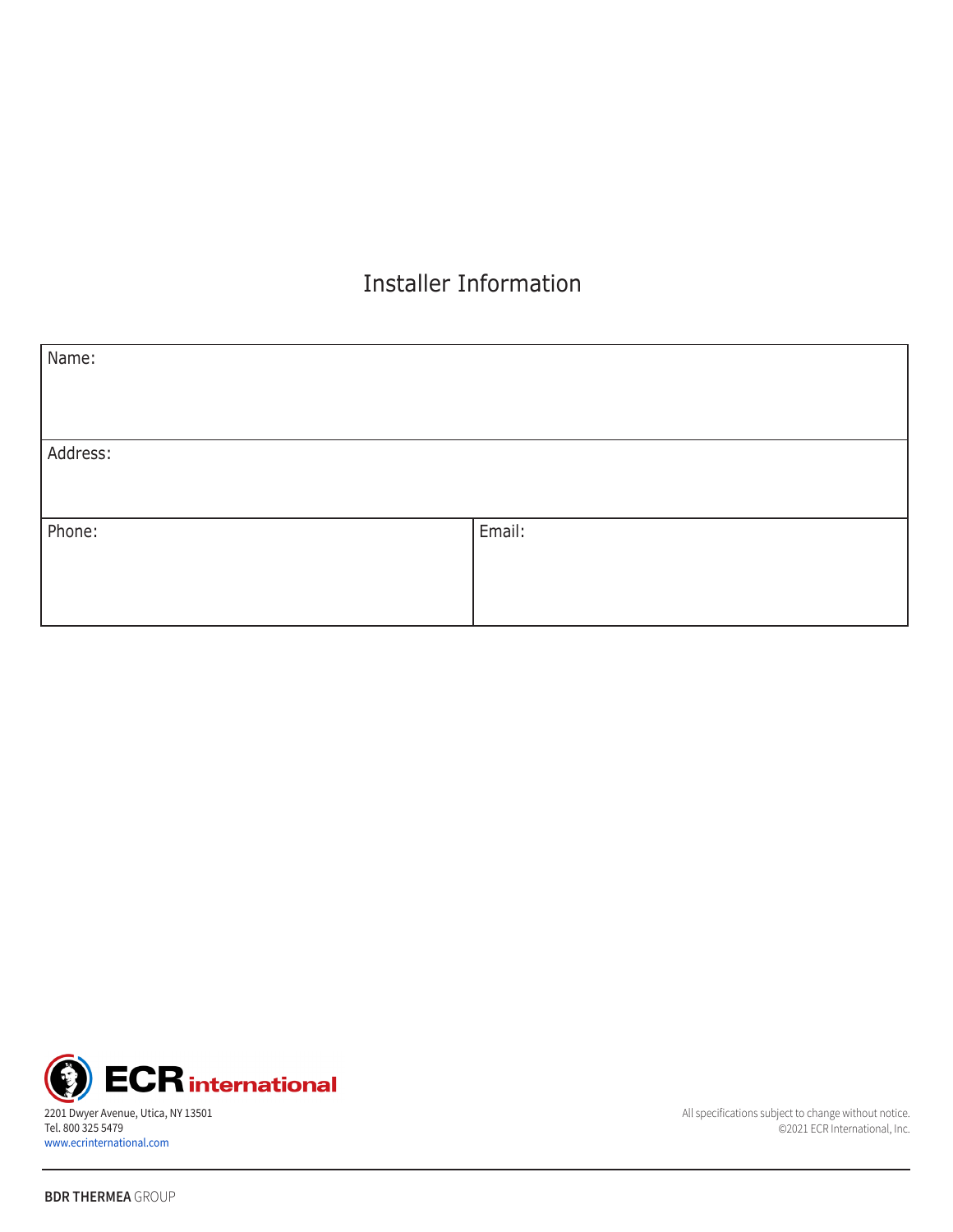# Installer Information

| | |
|---|---|
| Name: | |
| Address: | |
| Phone: | Email: |

ECR international

2201 Dwyer Avenue, Utica, NY 13501
Tel. 800 325 5479
www.ecrinternational.com

All specifications subject to change without notice.
©2021 ECR International, Inc.

**BDR THERMEA** GROUP